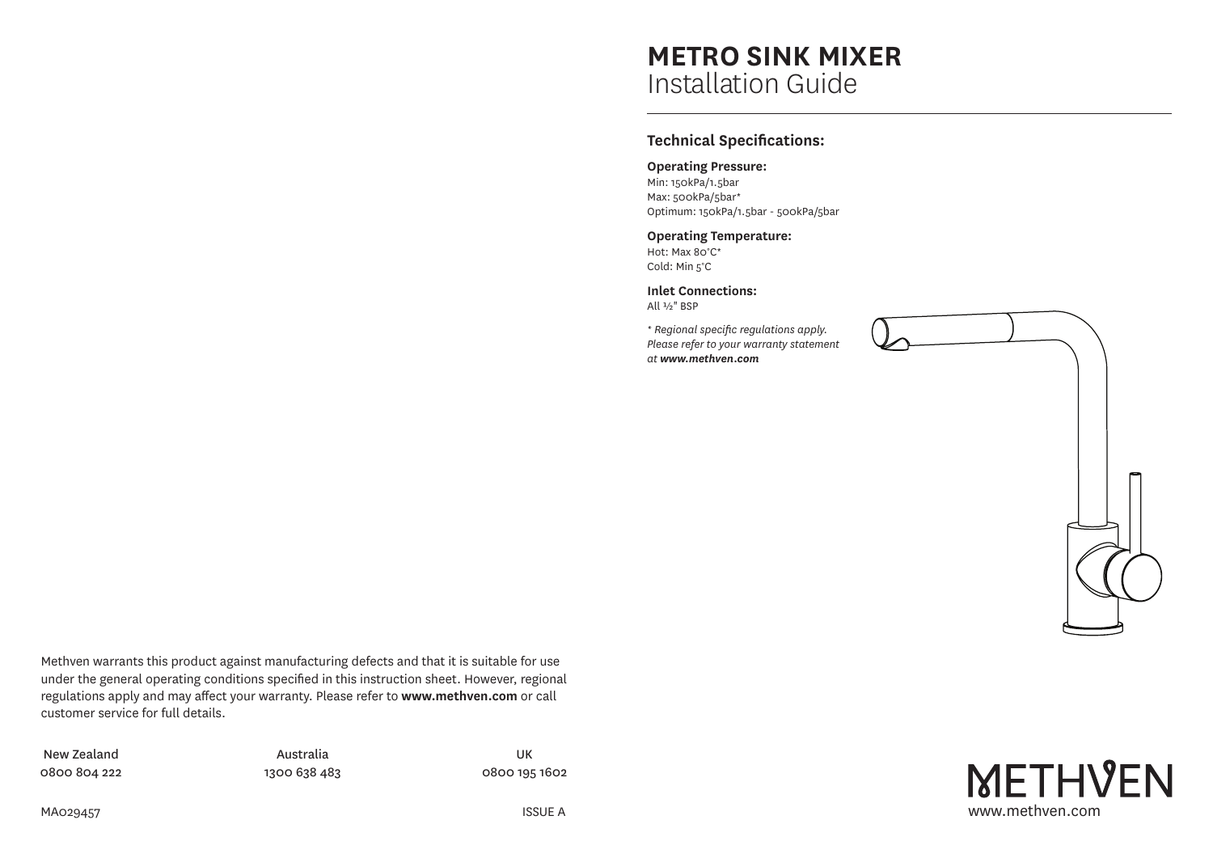# METRO SINK MIXER
Installation Guide

## Technical Specifications:

**Operating Pressure:**
Min: 150kPa/1.5bar
Max: 500kPa/5bar*
Optimum: 150kPa/1.5bar - 500kPa/5bar

**Operating Temperature:**
Hot: Max 80°C*
Cold: Min 5°C

**Inlet Connections:**
All ½" BSP

*\* Regional specific regulations apply. Please refer to your warranty statement at **www.methven.com***

Methven warrants this product against manufacturing defects and that it is suitable for use under the general operating conditions specified in this instruction sheet. However, regional regulations apply and may affect your warranty. Please refer to **www.methven.com** or call customer service for full details.

| New Zealand | Australia | UK |
|---|---|---|
| 0800 804 222 | 1300 638 483 | 0800 195 1602 |

MA029457

ISSUE A

METHVEN
www.methven.com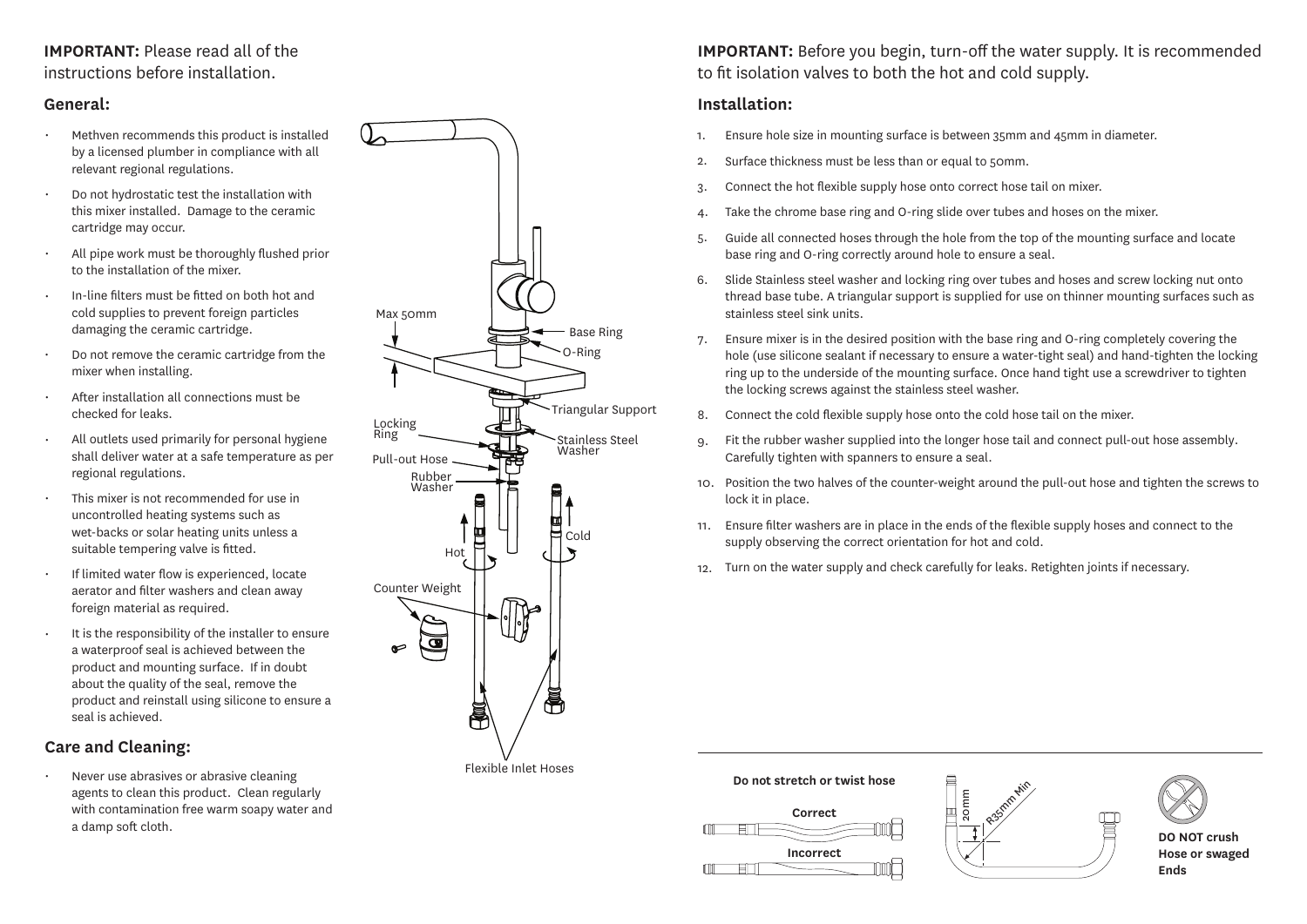**IMPORTANT:** Please read all of the instructions before installation.

## General:

- Methven recommends this product is installed by a licensed plumber in compliance with all relevant regional regulations.
- Do not hydrostatic test the installation with this mixer installed. Damage to the ceramic cartridge may occur.
- All pipe work must be thoroughly flushed prior to the installation of the mixer.
- In-line filters must be fitted on both hot and cold supplies to prevent foreign particles damaging the ceramic cartridge.
- Do not remove the ceramic cartridge from the mixer when installing.
- After installation all connections must be checked for leaks.
- All outlets used primarily for personal hygiene shall deliver water at a safe temperature as per regional regulations.
- This mixer is not recommended for use in uncontrolled heating systems such as wet-backs or solar heating units unless a suitable tempering valve is fitted.
- If limited water flow is experienced, locate aerator and filter washers and clean away foreign material as required.
- It is the responsibility of the installer to ensure a waterproof seal is achieved between the product and mounting surface. If in doubt about the quality of the seal, remove the product and reinstall using silicone to ensure a seal is achieved.

## Care and Cleaning:

- Never use abrasives or abrasive cleaning agents to clean this product. Clean regularly with contamination free warm soapy water and a damp soft cloth.

Max 50mm
Base Ring
O-Ring
Triangular Support
Locking Ring
Stainless Steel Washer
Pull-out Hose
Rubber Washer
Hot
Cold
Counter Weight
Flexible Inlet Hoses

**IMPORTANT:** Before you begin, turn-off the water supply. It is recommended to fit isolation valves to both the hot and cold supply.

## Installation:

1. Ensure hole size in mounting surface is between 35mm and 45mm in diameter.
2. Surface thickness must be less than or equal to 50mm.
3. Connect the hot flexible supply hose onto correct hose tail on mixer.
4. Take the chrome base ring and O-ring slide over tubes and hoses on the mixer.
5. Guide all connected hoses through the hole from the top of the mounting surface and locate base ring and O-ring correctly around hole to ensure a seal.
6. Slide Stainless steel washer and locking ring over tubes and hoses and screw locking nut onto thread base tube. A triangular support is supplied for use on thinner mounting surfaces such as stainless steel sink units.
7. Ensure mixer is in the desired position with the base ring and O-ring completely covering the hole (use silicone sealant if necessary to ensure a water-tight seal) and hand-tighten the locking ring up to the underside of the mounting surface. Once hand tight use a screwdriver to tighten the locking screws against the stainless steel washer.
8. Connect the cold flexible supply hose onto the cold hose tail on the mixer.
9. Fit the rubber washer supplied into the longer hose tail and connect pull-out hose assembly. Carefully tighten with spanners to ensure a seal.
10. Position the two halves of the counter-weight around the pull-out hose and tighten the screws to lock it in place.
11. Ensure filter washers are in place in the ends of the flexible supply hoses and connect to the supply observing the correct orientation for hot and cold.
12. Turn on the water supply and check carefully for leaks. Retighten joints if necessary.

**Do not stretch or twist hose**

Correct

Incorrect

20mm

R35mm Min

**DO NOT crush Hose or swaged Ends**